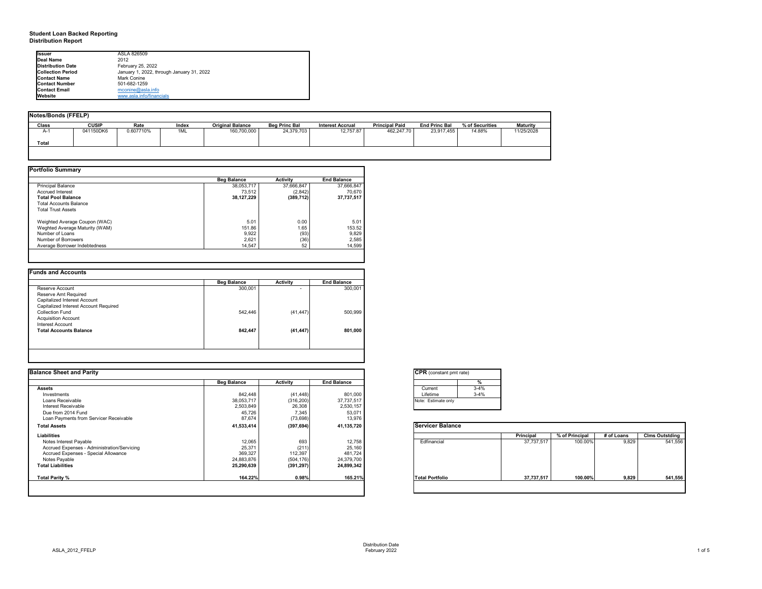**Student Loan Backed Reporting**
**Distribution Report**

| | |
|---|---|
| **Issuer** | ASLA 826509 |
| **Deal Name** | 2012 |
| **Distribution Date** | February 25, 2022 |
| **Collection Period** | January 1, 2022, through January 31, 2022 |
| **Contact Name** | Mark Conine |
| **Contact Number** | 501-682-1259 |
| **Contact Email** | mconine@asla.info |
| **Website** | www.asla.info/financials |

## Notes/Bonds (FFELP)

| Class | CUSIP | Rate | Index | Original Balance | Beg Princ Bal | Interest Accrual | Principal Paid | End Princ Bal | % of Securities | Maturity |
|---|---|---|---|---|---|---|---|---|---|---|
| A-1 | 041150DK6 | 0.607710% | 1ML | 160,700,000 | 24,379,703 | 12,757.87 | 462,247.70 | 23,917,455 | *14.88%* | 11/25/2028 |
| **Total** | | | | | | | | | | |

## Portfolio Summary

| | Beg Balance | Activity | End Balance |
|---|---|---|---|
| Principal Balance | 38,053,717 | 37,666,847 | 37,666,847 |
| Accrued Interest | 73,512 | (2,842) | 70,670 |
| **Total Pool Balance** | **38,127,229** | **(389,712)** | **37,737,517** |
| Total Accounts Balance | | | |
| Total Trust Assets | | | |
| Weighted Average Coupon (WAC) | 5.01 | 0.00 | 5.01 |
| Weghted Average Maturity (WAM) | 151.86 | 1.65 | 153.52 |
| Number of Loans | 9,922 | (93) | 9,829 |
| Number of Borrowers | 2,621 | (36) | 2,585 |
| Average Borrower Indebtedness | 14,547 | 52 | 14,599 |

## Funds and Accounts

| | Beg Balance | Activity | End Balance |
|---|---|---|---|
| Reserve Account | 300,001 | - | 300,001 |
| Reserve Amt Required | | | |
| Capitalized Interest Account | | | |
| Capitalized Interest Account Required | | | |
| Collection Fund | 542,446 | (41,447) | 500,999 |
| Acquisition Account | | | |
| Interest Account | | | |
| **Total Accounts Balance** | **842,447** | **(41,447)** | **801,000** |

## Balance Sheet and Parity

| | Beg Balance | Activity | End Balance |
|---|---|---|---|
| **Assets** | | | |
| Investments | 842,448 | (41,448) | 801,000 |
| Loans Receivable | 38,053,717 | (316,200) | 37,737,517 |
| Interest Receivable | 2,503,849 | 26,308 | 2,530,157 |
| Due from 2014 Fund | 45,726 | 7,345 | 53,071 |
| Loan Payments from Servicer Receivable | 87,674 | (73,698) | 13,976 |
| **Total Assets** | **41,533,414** | **(397,694)** | **41,135,720** |
| **Liabilities** | | | |
| Notes Interest Payable | 12,065 | 693 | 12,758 |
| Accrued Expenses - Administration/Servicing | 25,371 | (211) | 25,160 |
| Accrued Expenses - Special Allowance | 369,327 | 112,397 | 481,724 |
| Notes Payable | 24,883,876 | (504,176) | 24,379,700 |
| **Total Liabilities** | **25,290,639** | **(391,297)** | **24,899,342** |
| **Total Parity %** | **164.22%** | **0.98%** | **165.21%** |

## CPR (constant pmt rate)

| | % |
|---|---|
| Current | 3-4% |
| Lifetime | 3-4% |

Note: Estimate only

## Servicer Balance

| | Principal | % of Principal | # of Loans | Clms Outstding |
|---|---|---|---|---|
| Edfinancial | 37,737,517 | 100.00% | 9,829 | 541,556 |
| **Total Portfolio** | **37,737,517** | **100.00%** | **9,829** | **541,556** |

ASLA_2012_FFELP

Distribution Date
February 2022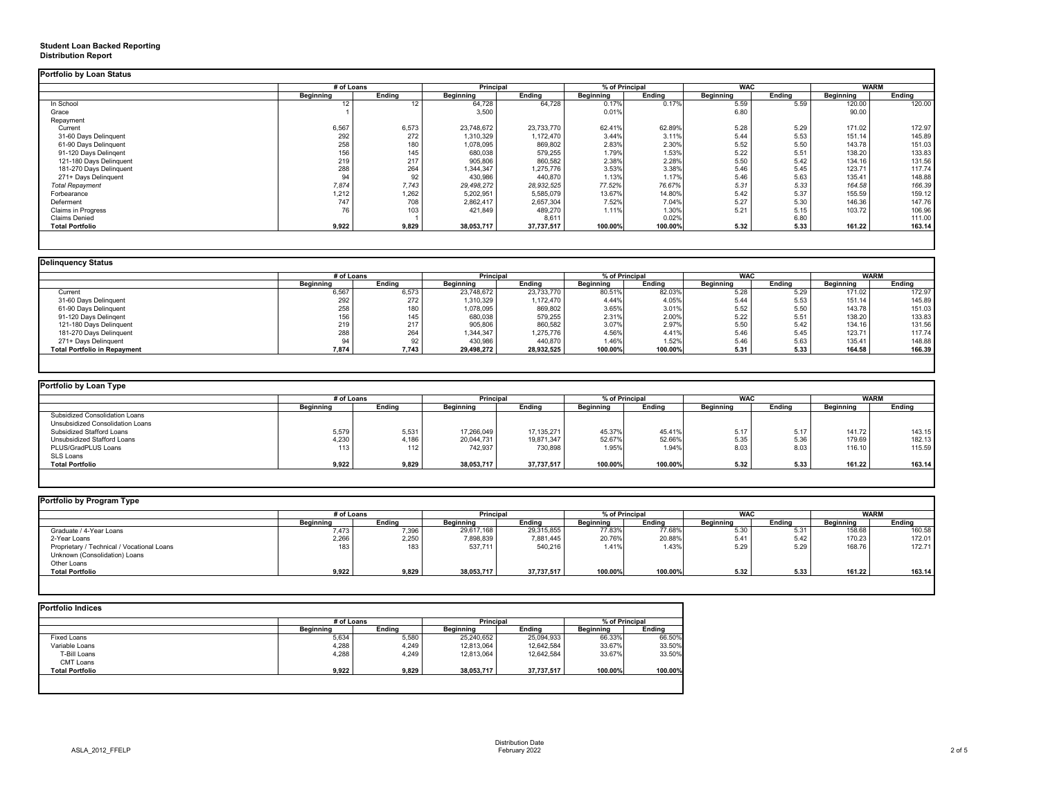**Student Loan Backed Reporting**
**Distribution Report**

**Portfolio by Loan Status**

| | # of Loans | | Principal | | % of Principal | | WAC | | WARM | |
|---|---|---|---|---|---|---|---|---|---|---|
| | Beginning | Ending | Beginning | Ending | Beginning | Ending | Beginning | Ending | Beginning | Ending |
| In School | 12 | 12 | 64,728 | 64,728 | 0.17% | 0.17% | 5.59 | 5.59 | 120.00 | 120.00 |
| Grace | 1 | | 3,500 | | 0.01% | | 6.80 | | 90.00 | |
| Repayment | | | | | | | | | | |
| Current | 6,567 | 6,573 | 23,748,672 | 23,733,770 | 62.41% | 62.89% | 5.28 | 5.29 | 171.02 | 172.97 |
| 31-60 Days Delinquent | 292 | 272 | 1,310,329 | 1,172,470 | 3.44% | 3.11% | 5.44 | 5.53 | 151.14 | 145.89 |
| 61-90 Days Delinquent | 258 | 180 | 1,078,095 | 869,802 | 2.83% | 2.30% | 5.52 | 5.50 | 143.78 | 151.03 |
| 91-120 Days Delingent | 156 | 145 | 680,038 | 579,255 | 1.79% | 1.53% | 5.22 | 5.51 | 138.20 | 133.83 |
| 121-180 Days Delinquent | 219 | 217 | 905,806 | 860,582 | 2.38% | 2.28% | 5.50 | 5.42 | 134.16 | 131.56 |
| 181-270 Days Delinquent | 288 | 264 | 1,344,347 | 1,275,776 | 3.53% | 3.38% | 5.46 | 5.45 | 123.71 | 117.74 |
| 271+ Days Delinquent | 94 | 92 | 430,986 | 440,870 | 1.13% | 1.17% | 5.46 | 5.63 | 135.41 | 148.88 |
| *Total Repayment* | *7,874* | *7,743* | *29,498,272* | *28,932,525* | *77.52%* | *76.67%* | *5.31* | *5.33* | *164.58* | *166.39* |
| Forbearance | 1,212 | 1,262 | 5,202,951 | 5,585,079 | 13.67% | 14.80% | 5.42 | 5.37 | 155.59 | 159.12 |
| Deferment | 747 | 708 | 2,862,417 | 2,657,304 | 7.52% | 7.04% | 5.27 | 5.30 | 146.36 | 147.76 |
| Claims in Progress | 76 | 103 | 421,849 | 489,270 | 1.11% | 1.30% | 5.21 | 5.15 | 103.72 | 106.96 |
| Claims Denied | | 1 | | 8,611 | | 0.02% | | 6.80 | | 111.00 |
| **Total Portfolio** | **9,922** | **9,829** | **38,053,717** | **37,737,517** | **100.00%** | **100.00%** | **5.32** | **5.33** | **161.22** | **163.14** |

**Delinquency Status**

| | # of Loans | | Principal | | % of Principal | | WAC | | WARM | |
|---|---|---|---|---|---|---|---|---|---|---|
| | Beginning | Ending | Beginning | Ending | Beginning | Ending | Beginning | Ending | Beginning | Ending |
| Current | 6,567 | 6,573 | 23,748,672 | 23,733,770 | 80.51% | 82.03% | 5.28 | 5.29 | 171.02 | 172.97 |
| 31-60 Days Delinquent | 292 | 272 | 1,310,329 | 1,172,470 | 4.44% | 4.05% | 5.44 | 5.53 | 151.14 | 145.89 |
| 61-90 Days Delinquent | 258 | 180 | 1,078,095 | 869,802 | 3.65% | 3.01% | 5.52 | 5.50 | 143.78 | 151.03 |
| 91-120 Days Delingent | 156 | 145 | 680,038 | 579,255 | 2.31% | 2.00% | 5.22 | 5.51 | 138.20 | 133.83 |
| 121-180 Days Delinquent | 219 | 217 | 905,806 | 860,582 | 3.07% | 2.97% | 5.50 | 5.42 | 134.16 | 131.56 |
| 181-270 Days Delinquent | 288 | 264 | 1,344,347 | 1,275,776 | 4.56% | 4.41% | 5.46 | 5.45 | 123.71 | 117.74 |
| 271+ Days Delinquent | 94 | 92 | 430,986 | 440,870 | 1.46% | 1.52% | 5.46 | 5.63 | 135.41 | 148.88 |
| **Total Portfolio in Repayment** | **7,874** | **7,743** | **29,498,272** | **28,932,525** | **100.00%** | **100.00%** | **5.31** | **5.33** | **164.58** | **166.39** |

**Portfolio by Loan Type**

| | # of Loans | | Principal | | % of Principal | | WAC | | WARM | |
|---|---|---|---|---|---|---|---|---|---|---|
| | Beginning | Ending | Beginning | Ending | Beginning | Ending | Beginning | Ending | Beginning | Ending |
| Subsidized Consolidation Loans | | | | | | | | | | |
| Unsubsidized Consolidation Loans | | | | | | | | | | |
| Subsidized Stafford Loans | 5,579 | 5,531 | 17,266,049 | 17,135,271 | 45.37% | 45.41% | 5.17 | 5.17 | 141.72 | 143.15 |
| Unsubsidized Stafford Loans | 4,230 | 4,186 | 20,044,731 | 19,871,347 | 52.67% | 52.66% | 5.35 | 5.36 | 179.69 | 182.13 |
| PLUS/GradPLUS Loans | 113 | 112 | 742,937 | 730,898 | 1.95% | 1.94% | 8.03 | 8.03 | 116.10 | 115.59 |
| SLS Loans | | | | | | | | | | |
| **Total Portfolio** | **9,922** | **9,829** | **38,053,717** | **37,737,517** | **100.00%** | **100.00%** | **5.32** | **5.33** | **161.22** | **163.14** |

**Portfolio by Program Type**

| | # of Loans | | Principal | | % of Principal | | WAC | | WARM | |
|---|---|---|---|---|---|---|---|---|---|---|
| | Beginning | Ending | Beginning | Ending | Beginning | Ending | Beginning | Ending | Beginning | Ending |
| Graduate / 4-Year Loans | 7,473 | 7,396 | 29,617,168 | 29,315,855 | 77.83% | 77.68% | 5.30 | 5.31 | 158.68 | 160.58 |
| 2-Year Loans | 2,266 | 2,250 | 7,898,839 | 7,881,445 | 20.76% | 20.88% | 5.41 | 5.42 | 170.23 | 172.01 |
| Proprietary / Technical / Vocational Loans | 183 | 183 | 537,711 | 540,216 | 1.41% | 1.43% | 5.29 | 5.29 | 168.76 | 172.71 |
| Unknown (Consolidation) Loans | | | | | | | | | | |
| Other Loans | | | | | | | | | | |
| **Total Portfolio** | **9,922** | **9,829** | **38,053,717** | **37,737,517** | **100.00%** | **100.00%** | **5.32** | **5.33** | **161.22** | **163.14** |

**Portfolio Indices**

| | # of Loans | | Principal | | % of Principal | |
|---|---|---|---|---|---|---|
| | Beginning | Ending | Beginning | Ending | Beginning | Ending |
| Fixed Loans | 5,634 | 5,580 | 25,240,652 | 25,094,933 | 66.33% | 66.50% |
| Variable Loans | 4,288 | 4,249 | 12,813,064 | 12,642,584 | 33.67% | 33.50% |
| T-Bill Loans | 4,288 | 4,249 | 12,813,064 | 12,642,584 | 33.67% | 33.50% |
| CMT Loans | | | | | | |
| **Total Portfolio** | **9,922** | **9,829** | **38,053,717** | **37,737,517** | **100.00%** | **100.00%** |

Distribution Date
February 2022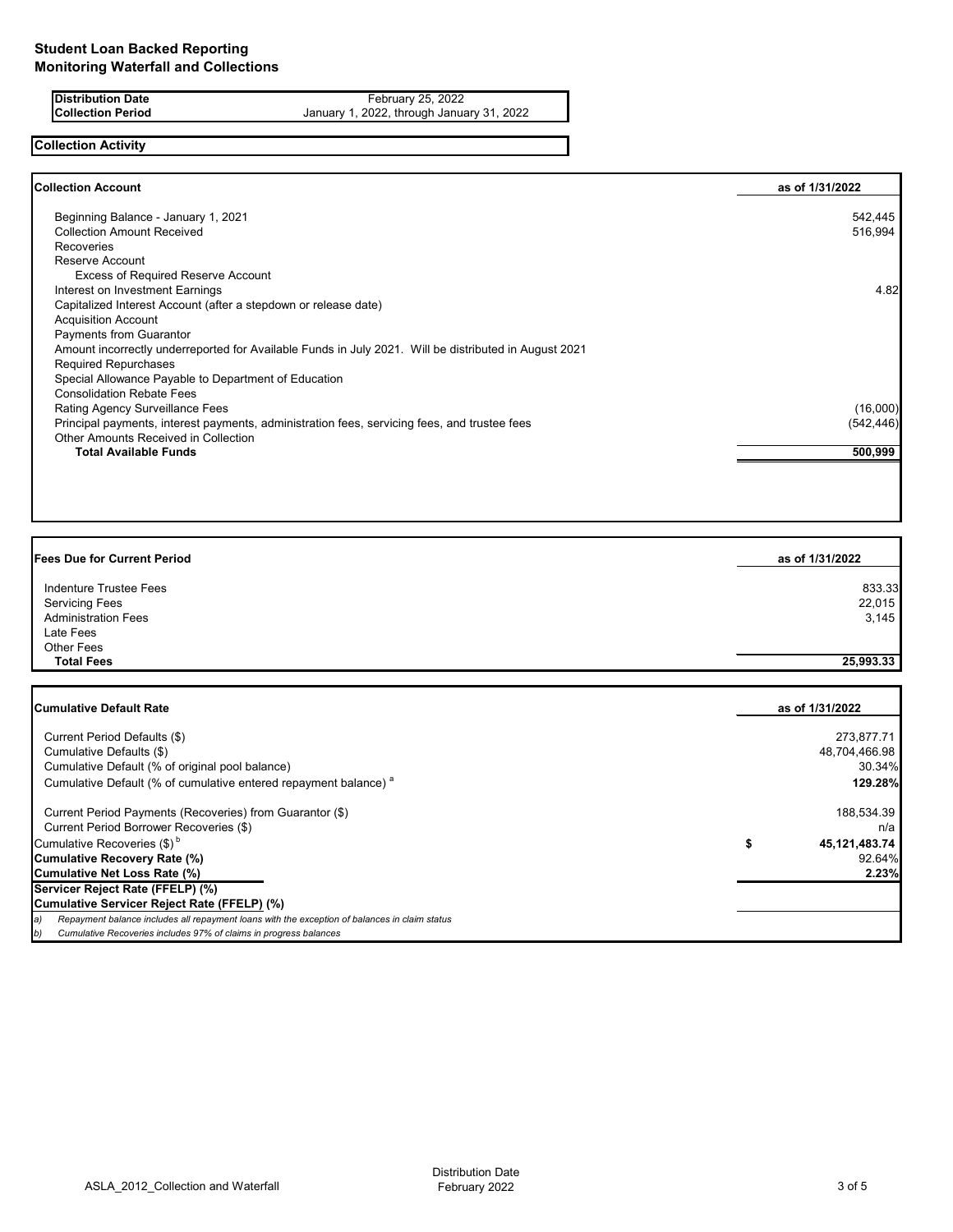# Student Loan Backed Reporting
## Monitoring Waterfall and Collections

| | |
|---|---|
| **Distribution Date** | February 25, 2022 |
| **Collection Period** | January 1, 2022, through January 31, 2022 |

**Collection Activity**

| **Collection Account** | **as of 1/31/2022** |
|---|---|
| Beginning Balance - January 1, 2021 | 542,445 |
| Collection Amount Received | 516,994 |
| Recoveries | |
| Reserve Account | |
| Excess of Required Reserve Account | |
| Interest on Investment Earnings | 4.82 |
| Capitalized Interest Account (after a stepdown or release date) | |
| Acquisition Account | |
| Payments from Guarantor | |
| Amount incorrectly underreported for Available Funds in July 2021. Will be distributed in August 2021 | |
| Required Repurchases | |
| Special Allowance Payable to Department of Education | |
| Consolidation Rebate Fees | |
| Rating Agency Surveillance Fees | (16,000) |
| Principal payments, interest payments, administration fees, servicing fees, and trustee fees | (542,446) |
| Other Amounts Received in Collection | |
| **Total Available Funds** | **500,999** |

| **Fees Due for Current Period** | **as of 1/31/2022** |
|---|---|
| Indenture Trustee Fees | 833.33 |
| Servicing Fees | 22,015 |
| Administration Fees | 3,145 |
| Late Fees | |
| Other Fees | |
| **Total Fees** | **25,993.33** |

| **Cumulative Default Rate** | **as of 1/31/2022** |
|---|---|
| Current Period Defaults ($) | 273,877.71 |
| Cumulative Defaults ($) | 48,704,466.98 |
| Cumulative Default (% of original pool balance) | 30.34% |
| Cumulative Default (% of cumulative entered repayment balance) [a] | **129.28%** |
| Current Period Payments (Recoveries) from Guarantor ($) | 188,534.39 |
| Current Period Borrower Recoveries ($) | n/a |
| Cumulative Recoveries ($) [b] | **$ 45,121,483.74** |
| **Cumulative Recovery Rate (%)** | 92.64% |
| **Cumulative Net Loss Rate (%)** | **2.23%** |
| **Servicer Reject Rate (FFELP) (%)** | |
| **Cumulative Servicer Reject Rate (FFELP) (%)** | |

*a) Repayment balance includes all repayment loans with the exception of balances in claim status*

*b) Cumulative Recoveries includes 97% of claims in progress balances*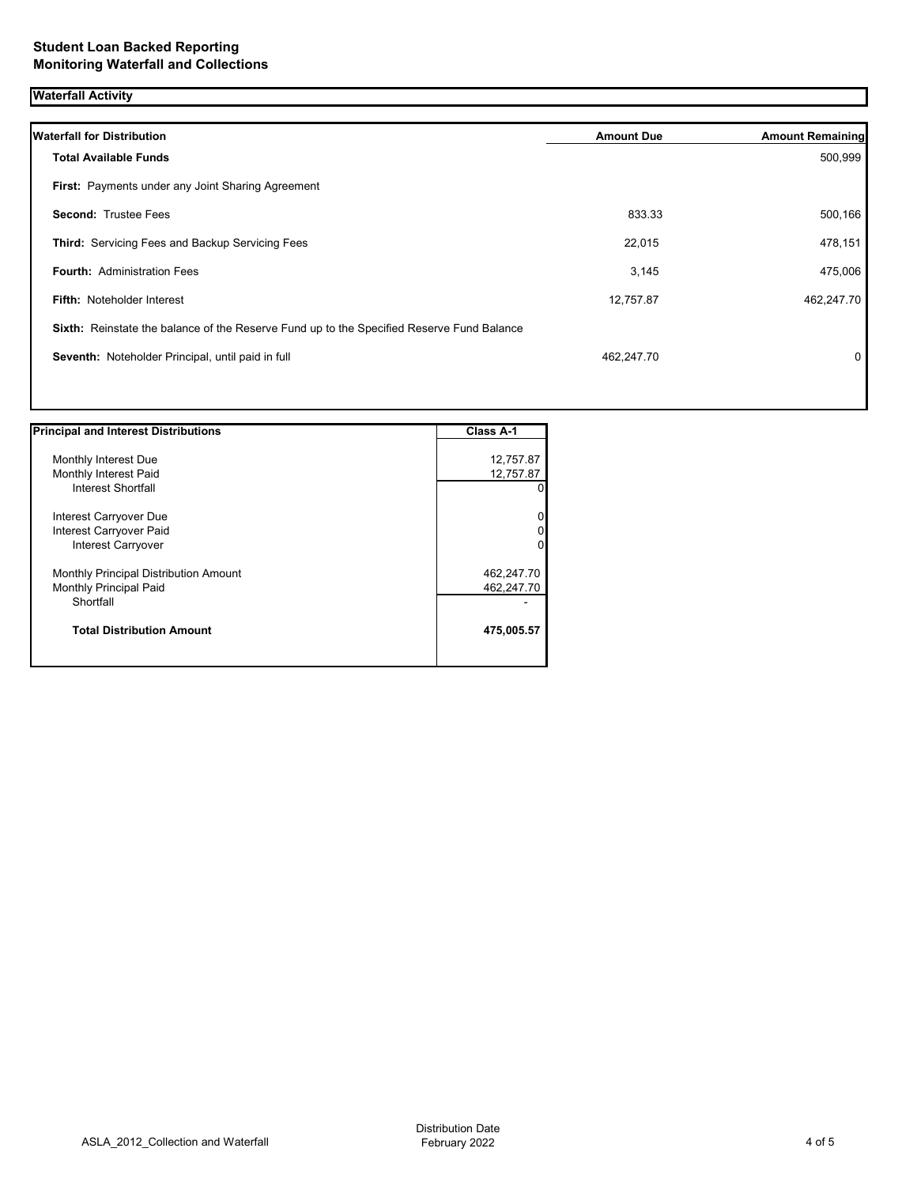**Student Loan Backed Reporting**
**Monitoring Waterfall and Collections**

## Waterfall Activity

| Waterfall for Distribution | Amount Due | Amount Remaining |
|---|---|---|
| **Total Available Funds** | | 500,999 |
| **First:** Payments under any Joint Sharing Agreement | | |
| **Second:** Trustee Fees | 833.33 | 500,166 |
| **Third:** Servicing Fees and Backup Servicing Fees | 22,015 | 478,151 |
| **Fourth:** Administration Fees | 3,145 | 475,006 |
| **Fifth:** Noteholder Interest | 12,757.87 | 462,247.70 |
| **Sixth:** Reinstate the balance of the Reserve Fund up to the Specified Reserve Fund Balance | | |
| **Seventh:** Noteholder Principal, until paid in full | 462,247.70 | 0 |

| Principal and Interest Distributions | Class A-1 |
|---|---|
| Monthly Interest Due | 12,757.87 |
| Monthly Interest Paid | 12,757.87 |
| Interest Shortfall | 0 |
| Interest Carryover Due | 0 |
| Interest Carryover Paid | 0 |
| Interest Carryover | 0 |
| Monthly Principal Distribution Amount | 462,247.70 |
| Monthly Principal Paid | 462,247.70 |
| Shortfall | - |
| **Total Distribution Amount** | **475,005.57** |

ASLA_2012_Collection and Waterfall

Distribution Date
February 2022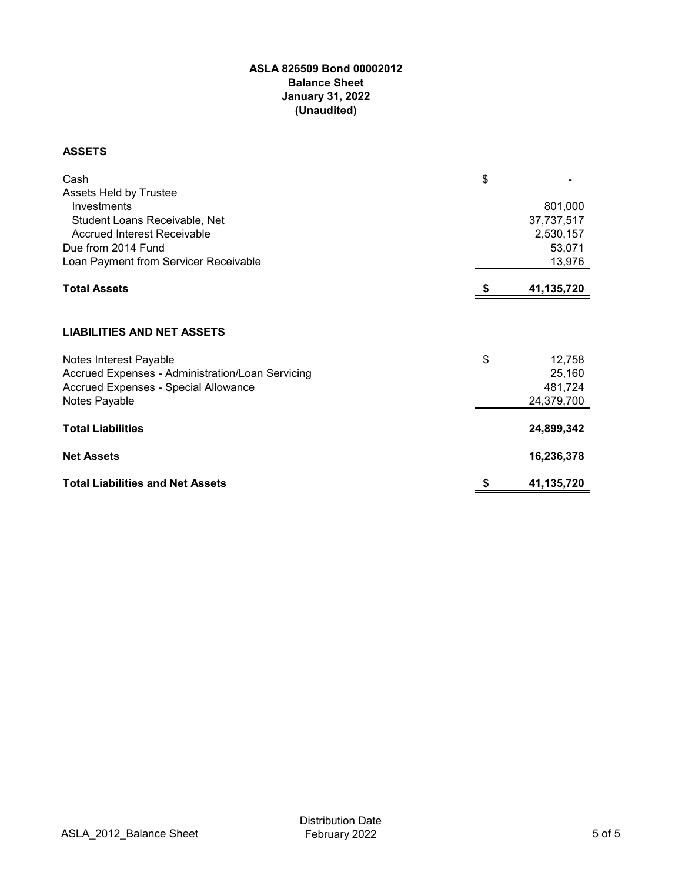**ASLA 826509 Bond 00002012**
**Balance Sheet**
**January 31, 2022**
**(Unaudited)**

## ASSETS

| | | |
|---|---|---|
| Cash | $ | - |
| Assets Held by Trustee | | |
| Investments | | 801,000 |
| Student Loans Receivable, Net | | 37,737,517 |
| Accrued Interest Receivable | | 2,530,157 |
| Due from 2014 Fund | | 53,071 |
| Loan Payment from Servicer Receivable | | 13,976 |
| **Total Assets** | **$** | **41,135,720** |

## LIABILITIES AND NET ASSETS

| | | |
|---|---|---|
| Notes Interest Payable | $ | 12,758 |
| Accrued Expenses - Administration/Loan Servicing | | 25,160 |
| Accrued Expenses - Special Allowance | | 481,724 |
| Notes Payable | | 24,379,700 |
| **Total Liabilities** | | **24,899,342** |
| **Net Assets** | | **16,236,378** |
| **Total Liabilities and Net Assets** | **$** | **41,135,720** |

ASLA_2012_Balance Sheet

Distribution Date
February 2022